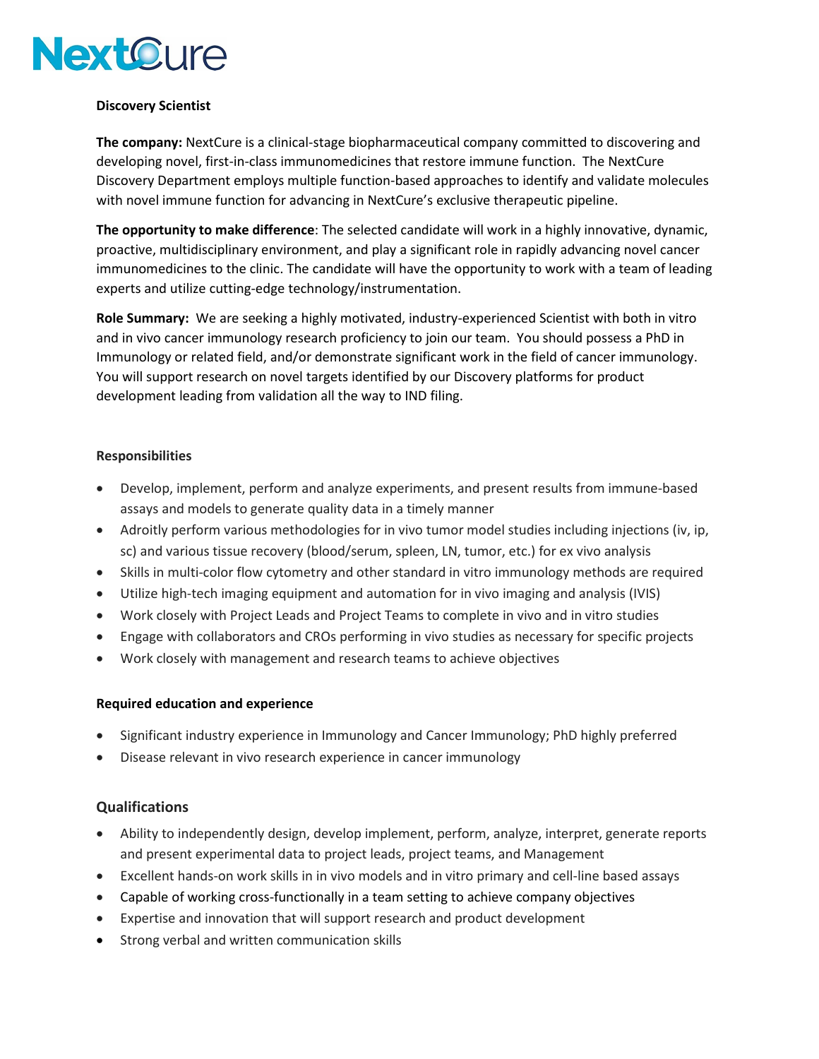NextCure

**Discovery Scientist**

**The company:** NextCure is a clinical-stage biopharmaceutical company committed to discovering and developing novel, first-in-class immunomedicines that restore immune function. The NextCure Discovery Department employs multiple function-based approaches to identify and validate molecules with novel immune function for advancing in NextCure's exclusive therapeutic pipeline.

**The opportunity to make difference**: The selected candidate will work in a highly innovative, dynamic, proactive, multidisciplinary environment, and play a significant role in rapidly advancing novel cancer immunomedicines to the clinic. The candidate will have the opportunity to work with a team of leading experts and utilize cutting-edge technology/instrumentation.

**Role Summary:** We are seeking a highly motivated, industry-experienced Scientist with both in vitro and in vivo cancer immunology research proficiency to join our team. You should possess a PhD in Immunology or related field, and/or demonstrate significant work in the field of cancer immunology. You will support research on novel targets identified by our Discovery platforms for product development leading from validation all the way to IND filing.

**Responsibilities**

- Develop, implement, perform and analyze experiments, and present results from immune-based assays and models to generate quality data in a timely manner
- Adroitly perform various methodologies for in vivo tumor model studies including injections (iv, ip, sc) and various tissue recovery (blood/serum, spleen, LN, tumor, etc.) for ex vivo analysis
- Skills in multi-color flow cytometry and other standard in vitro immunology methods are required
- Utilize high-tech imaging equipment and automation for in vivo imaging and analysis (IVIS)
- Work closely with Project Leads and Project Teams to complete in vivo and in vitro studies
- Engage with collaborators and CROs performing in vivo studies as necessary for specific projects
- Work closely with management and research teams to achieve objectives

**Required education and experience**

- Significant industry experience in Immunology and Cancer Immunology; PhD highly preferred
- Disease relevant in vivo research experience in cancer immunology

## Qualifications

- Ability to independently design, develop implement, perform, analyze, interpret, generate reports and present experimental data to project leads, project teams, and Management
- Excellent hands-on work skills in in vivo models and in vitro primary and cell-line based assays
- Capable of working cross-functionally in a team setting to achieve company objectives
- Expertise and innovation that will support research and product development
- Strong verbal and written communication skills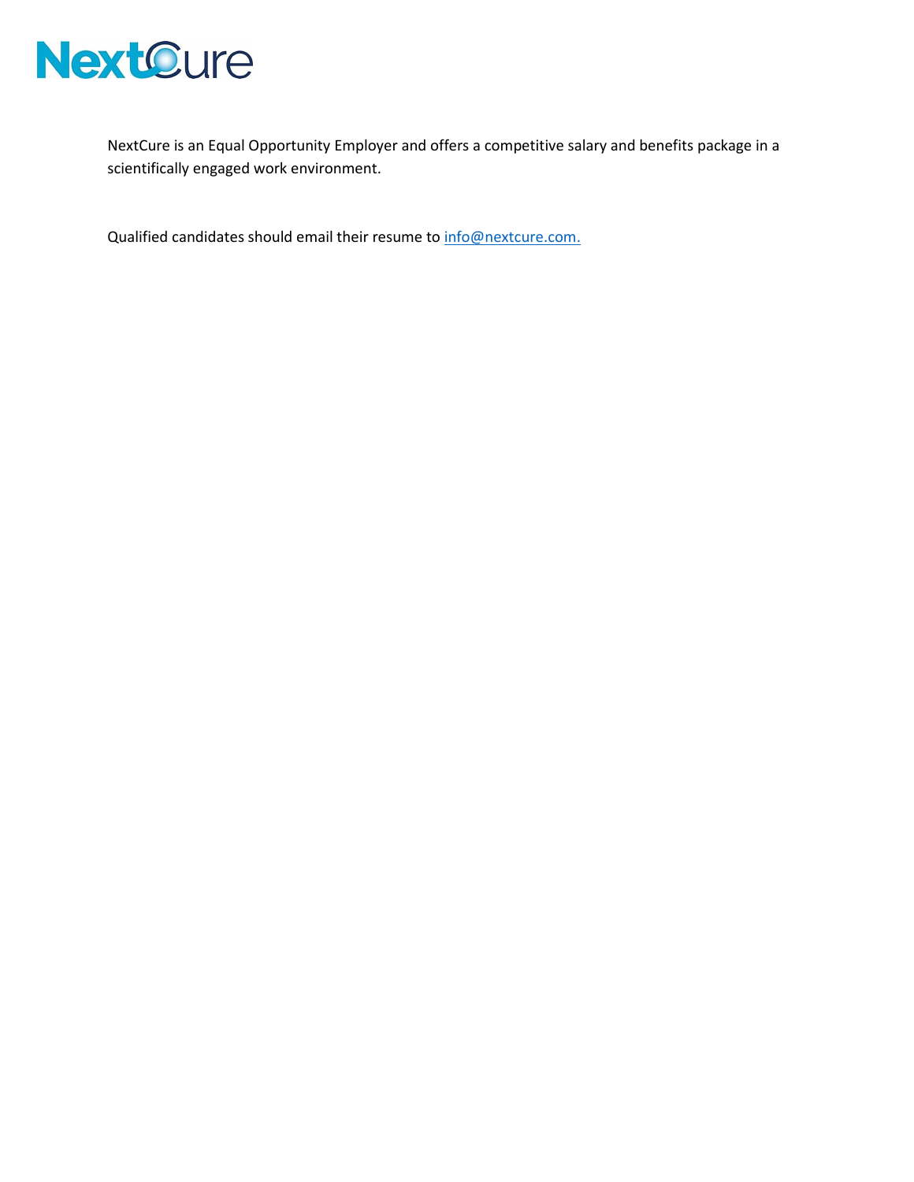NextCure is an Equal Opportunity Employer and offers a competitive salary and benefits package in a scientifically engaged work environment.

Qualified candidates should email their resume to info@nextcure.com.